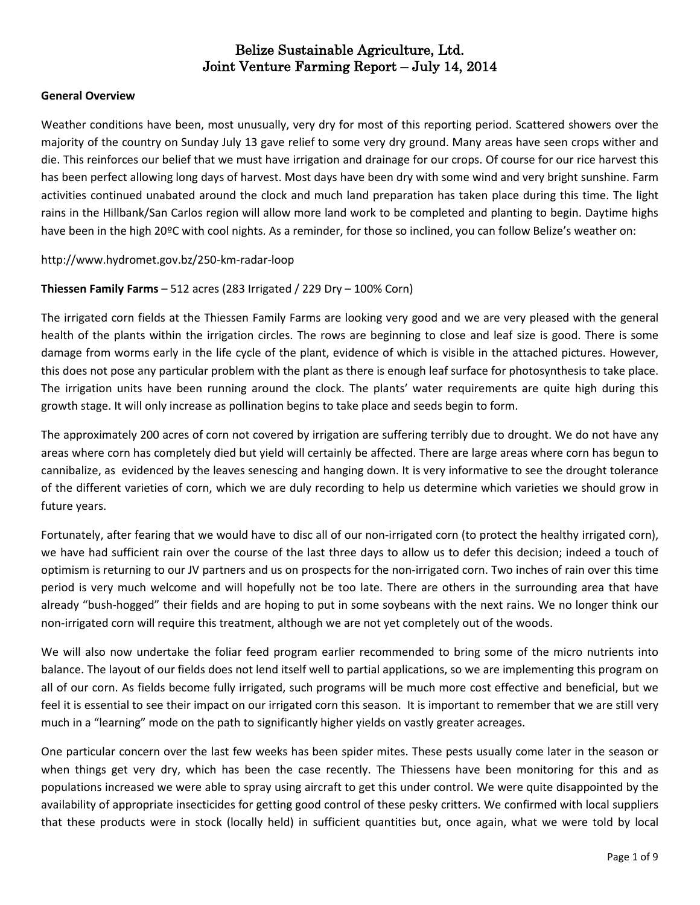# Belize Sustainable Agriculture, Ltd.
# Joint Venture Farming Report – July 14, 2014

**General Overview**

Weather conditions have been, most unusually, very dry for most of this reporting period. Scattered showers over the majority of the country on Sunday July 13 gave relief to some very dry ground. Many areas have seen crops wither and die. This reinforces our belief that we must have irrigation and drainage for our crops. Of course for our rice harvest this has been perfect allowing long days of harvest. Most days have been dry with some wind and very bright sunshine. Farm activities continued unabated around the clock and much land preparation has taken place during this time. The light rains in the Hillbank/San Carlos region will allow more land work to be completed and planting to begin. Daytime highs have been in the high 20ºC with cool nights. As a reminder, for those so inclined, you can follow Belize's weather on:

http://www.hydromet.gov.bz/250-km-radar-loop

**Thiessen Family Farms** – 512 acres (283 Irrigated / 229 Dry – 100% Corn)

The irrigated corn fields at the Thiessen Family Farms are looking very good and we are very pleased with the general health of the plants within the irrigation circles. The rows are beginning to close and leaf size is good. There is some damage from worms early in the life cycle of the plant, evidence of which is visible in the attached pictures. However, this does not pose any particular problem with the plant as there is enough leaf surface for photosynthesis to take place. The irrigation units have been running around the clock. The plants' water requirements are quite high during this growth stage. It will only increase as pollination begins to take place and seeds begin to form.

The approximately 200 acres of corn not covered by irrigation are suffering terribly due to drought. We do not have any areas where corn has completely died but yield will certainly be affected. There are large areas where corn has begun to cannibalize, as evidenced by the leaves senescing and hanging down. It is very informative to see the drought tolerance of the different varieties of corn, which we are duly recording to help us determine which varieties we should grow in future years.

Fortunately, after fearing that we would have to disc all of our non-irrigated corn (to protect the healthy irrigated corn), we have had sufficient rain over the course of the last three days to allow us to defer this decision; indeed a touch of optimism is returning to our JV partners and us on prospects for the non-irrigated corn. Two inches of rain over this time period is very much welcome and will hopefully not be too late. There are others in the surrounding area that have already "bush-hogged" their fields and are hoping to put in some soybeans with the next rains. We no longer think our non-irrigated corn will require this treatment, although we are not yet completely out of the woods.

We will also now undertake the foliar feed program earlier recommended to bring some of the micro nutrients into balance. The layout of our fields does not lend itself well to partial applications, so we are implementing this program on all of our corn. As fields become fully irrigated, such programs will be much more cost effective and beneficial, but we feel it is essential to see their impact on our irrigated corn this season. It is important to remember that we are still very much in a "learning" mode on the path to significantly higher yields on vastly greater acreages.

One particular concern over the last few weeks has been spider mites. These pests usually come later in the season or when things get very dry, which has been the case recently. The Thiessens have been monitoring for this and as populations increased we were able to spray using aircraft to get this under control. We were quite disappointed by the availability of appropriate insecticides for getting good control of these pesky critters. We confirmed with local suppliers that these products were in stock (locally held) in sufficient quantities but, once again, what we were told by local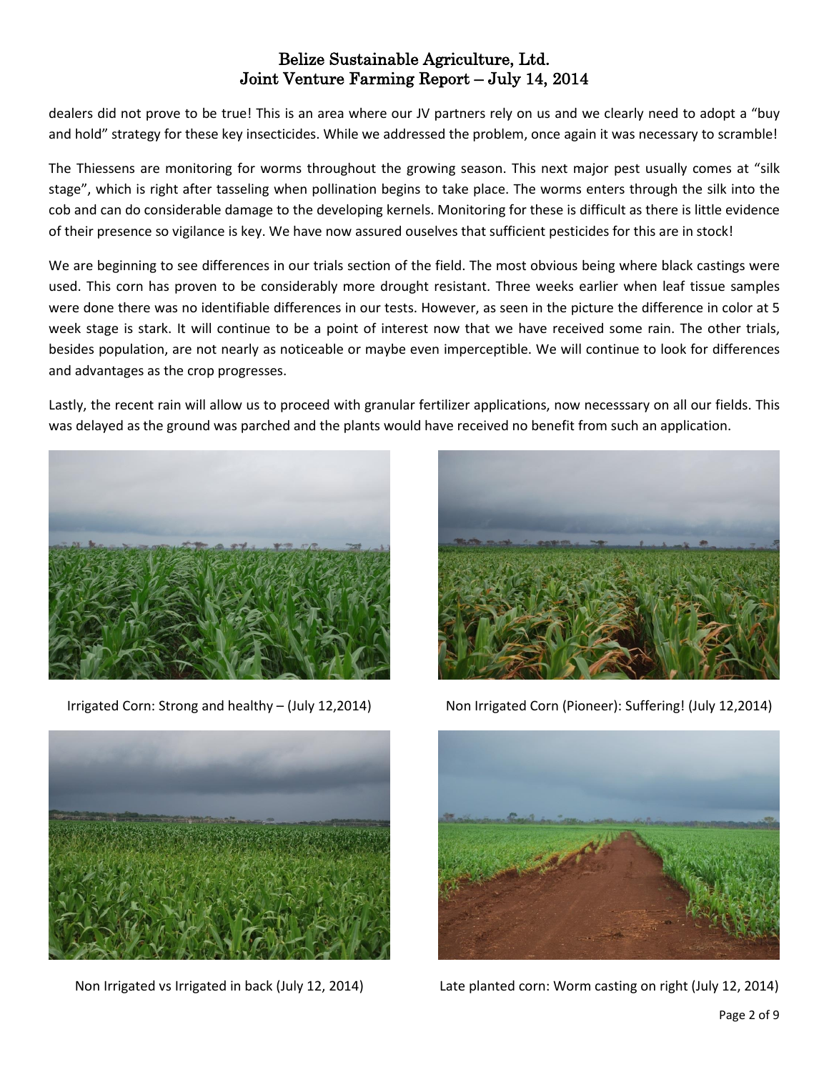dealers did not prove to be true! This is an area where our JV partners rely on us and we clearly need to adopt a "buy and hold" strategy for these key insecticides. While we addressed the problem, once again it was necessary to scramble!

The Thiessens are monitoring for worms throughout the growing season. This next major pest usually comes at "silk stage", which is right after tasseling when pollination begins to take place. The worms enters through the silk into the cob and can do considerable damage to the developing kernels. Monitoring for these is difficult as there is little evidence of their presence so vigilance is key. We have now assured ouselves that sufficient pesticides for this are in stock!

We are beginning to see differences in our trials section of the field. The most obvious being where black castings were used. This corn has proven to be considerably more drought resistant. Three weeks earlier when leaf tissue samples were done there was no identifiable differences in our tests. However, as seen in the picture the difference in color at 5 week stage is stark. It will continue to be a point of interest now that we have received some rain. The other trials, besides population, are not nearly as noticeable or maybe even imperceptible. We will continue to look for differences and advantages as the crop progresses.

Lastly, the recent rain will allow us to proceed with granular fertilizer applications, now necesssary on all our fields. This was delayed as the ground was parched and the plants would have received no benefit from such an application.

Irrigated Corn: Strong and healthy – (July 12,2014)

Non Irrigated Corn (Pioneer): Suffering! (July 12,2014)

Non Irrigated vs Irrigated in back (July 12, 2014)

Late planted corn: Worm casting on right (July 12, 2014)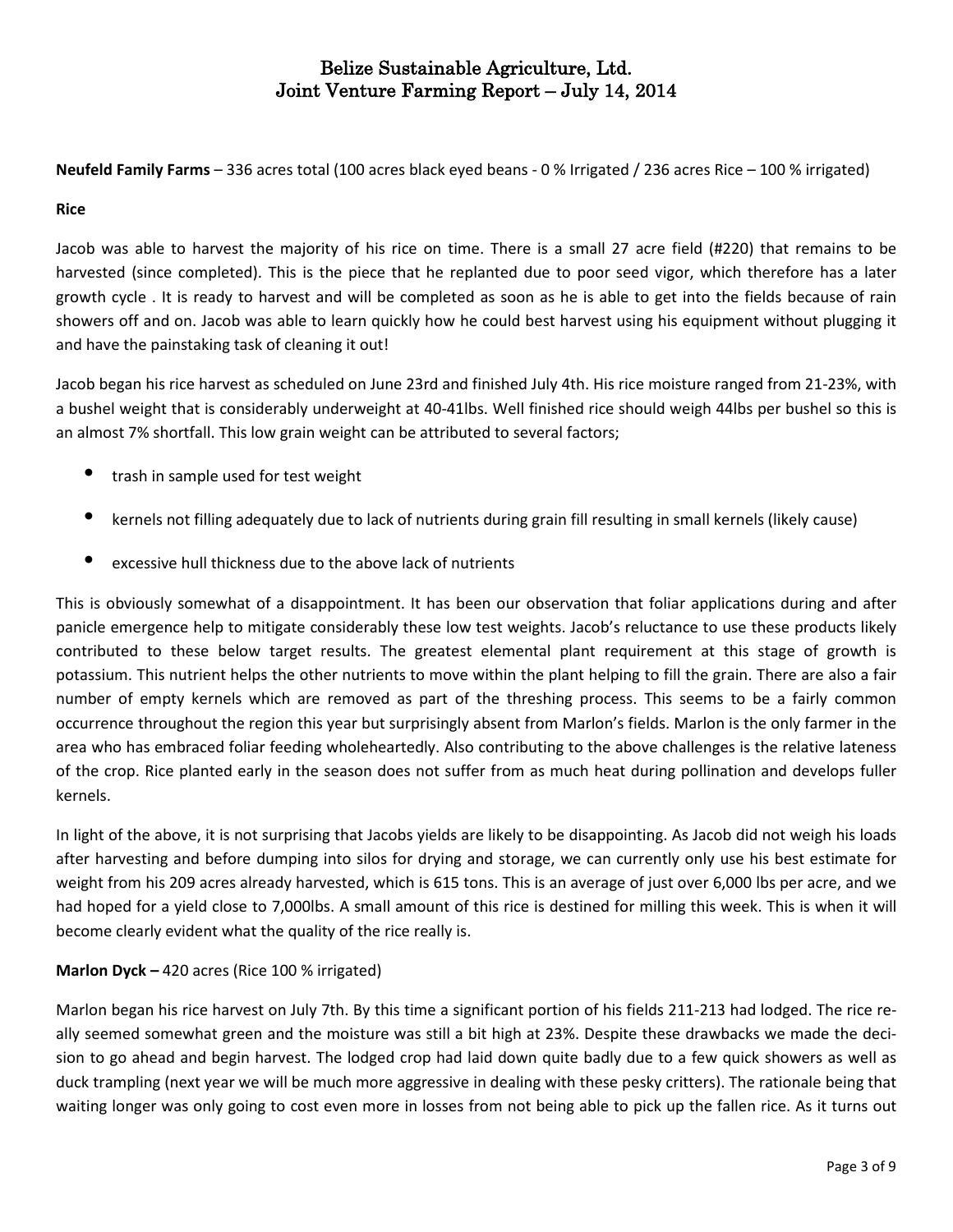# Belize Sustainable Agriculture, Ltd.
# Joint Venture Farming Report – July 14, 2014

**Neufeld Family Farms** – 336 acres total (100 acres black eyed beans - 0 % Irrigated / 236 acres Rice – 100 % irrigated)

**Rice**

Jacob was able to harvest the majority of his rice on time. There is a small 27 acre field (#220) that remains to be harvested (since completed). This is the piece that he replanted due to poor seed vigor, which therefore has a later growth cycle . It is ready to harvest and will be completed as soon as he is able to get into the fields because of rain showers off and on. Jacob was able to learn quickly how he could best harvest using his equipment without plugging it and have the painstaking task of cleaning it out!

Jacob began his rice harvest as scheduled on June 23rd and finished July 4th. His rice moisture ranged from 21-23%, with a bushel weight that is considerably underweight at 40-41lbs. Well finished rice should weigh 44lbs per bushel so this is an almost 7% shortfall. This low grain weight can be attributed to several factors;

- trash in sample used for test weight
- kernels not filling adequately due to lack of nutrients during grain fill resulting in small kernels (likely cause)
- excessive hull thickness due to the above lack of nutrients

This is obviously somewhat of a disappointment. It has been our observation that foliar applications during and after panicle emergence help to mitigate considerably these low test weights. Jacob's reluctance to use these products likely contributed to these below target results. The greatest elemental plant requirement at this stage of growth is potassium. This nutrient helps the other nutrients to move within the plant helping to fill the grain. There are also a fair number of empty kernels which are removed as part of the threshing process. This seems to be a fairly common occurrence throughout the region this year but surprisingly absent from Marlon's fields. Marlon is the only farmer in the area who has embraced foliar feeding wholeheartedly. Also contributing to the above challenges is the relative lateness of the crop. Rice planted early in the season does not suffer from as much heat during pollination and develops fuller kernels.

In light of the above, it is not surprising that Jacobs yields are likely to be disappointing. As Jacob did not weigh his loads after harvesting and before dumping into silos for drying and storage, we can currently only use his best estimate for weight from his 209 acres already harvested, which is 615 tons. This is an average of just over 6,000 lbs per acre, and we had hoped for a yield close to 7,000lbs. A small amount of this rice is destined for milling this week. This is when it will become clearly evident what the quality of the rice really is.

**Marlon Dyck –** 420 acres (Rice 100 % irrigated)

Marlon began his rice harvest on July 7th. By this time a significant portion of his fields 211-213 had lodged. The rice really seemed somewhat green and the moisture was still a bit high at 23%. Despite these drawbacks we made the decision to go ahead and begin harvest. The lodged crop had laid down quite badly due to a few quick showers as well as duck trampling (next year we will be much more aggressive in dealing with these pesky critters). The rationale being that waiting longer was only going to cost even more in losses from not being able to pick up the fallen rice. As it turns out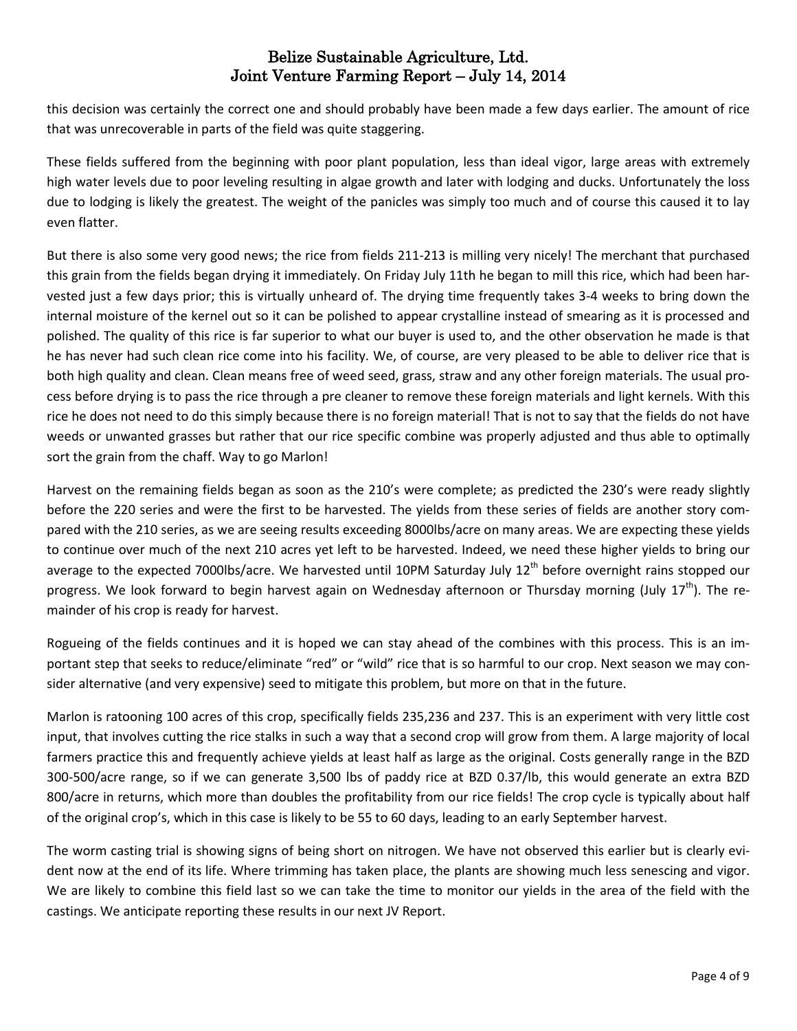this decision was certainly the correct one and should probably have been made a few days earlier. The amount of rice that was unrecoverable in parts of the field was quite staggering.

These fields suffered from the beginning with poor plant population, less than ideal vigor, large areas with extremely high water levels due to poor leveling resulting in algae growth and later with lodging and ducks. Unfortunately the loss due to lodging is likely the greatest. The weight of the panicles was simply too much and of course this caused it to lay even flatter.

But there is also some very good news; the rice from fields 211-213 is milling very nicely! The merchant that purchased this grain from the fields began drying it immediately. On Friday July 11th he began to mill this rice, which had been harvested just a few days prior; this is virtually unheard of. The drying time frequently takes 3-4 weeks to bring down the internal moisture of the kernel out so it can be polished to appear crystalline instead of smearing as it is processed and polished. The quality of this rice is far superior to what our buyer is used to, and the other observation he made is that he has never had such clean rice come into his facility. We, of course, are very pleased to be able to deliver rice that is both high quality and clean. Clean means free of weed seed, grass, straw and any other foreign materials. The usual process before drying is to pass the rice through a pre cleaner to remove these foreign materials and light kernels. With this rice he does not need to do this simply because there is no foreign material! That is not to say that the fields do not have weeds or unwanted grasses but rather that our rice specific combine was properly adjusted and thus able to optimally sort the grain from the chaff. Way to go Marlon!

Harvest on the remaining fields began as soon as the 210's were complete; as predicted the 230's were ready slightly before the 220 series and were the first to be harvested. The yields from these series of fields are another story compared with the 210 series, as we are seeing results exceeding 8000lbs/acre on many areas. We are expecting these yields to continue over much of the next 210 acres yet left to be harvested. Indeed, we need these higher yields to bring our average to the expected 7000lbs/acre. We harvested until 10PM Saturday July 12th before overnight rains stopped our progress. We look forward to begin harvest again on Wednesday afternoon or Thursday morning (July 17th). The remainder of his crop is ready for harvest.

Rogueing of the fields continues and it is hoped we can stay ahead of the combines with this process. This is an important step that seeks to reduce/eliminate "red" or "wild" rice that is so harmful to our crop. Next season we may consider alternative (and very expensive) seed to mitigate this problem, but more on that in the future.

Marlon is ratooning 100 acres of this crop, specifically fields 235,236 and 237. This is an experiment with very little cost input, that involves cutting the rice stalks in such a way that a second crop will grow from them. A large majority of local farmers practice this and frequently achieve yields at least half as large as the original. Costs generally range in the BZD 300-500/acre range, so if we can generate 3,500 lbs of paddy rice at BZD 0.37/lb, this would generate an extra BZD 800/acre in returns, which more than doubles the profitability from our rice fields! The crop cycle is typically about half of the original crop's, which in this case is likely to be 55 to 60 days, leading to an early September harvest.

The worm casting trial is showing signs of being short on nitrogen. We have not observed this earlier but is clearly evident now at the end of its life. Where trimming has taken place, the plants are showing much less senescing and vigor. We are likely to combine this field last so we can take the time to monitor our yields in the area of the field with the castings. We anticipate reporting these results in our next JV Report.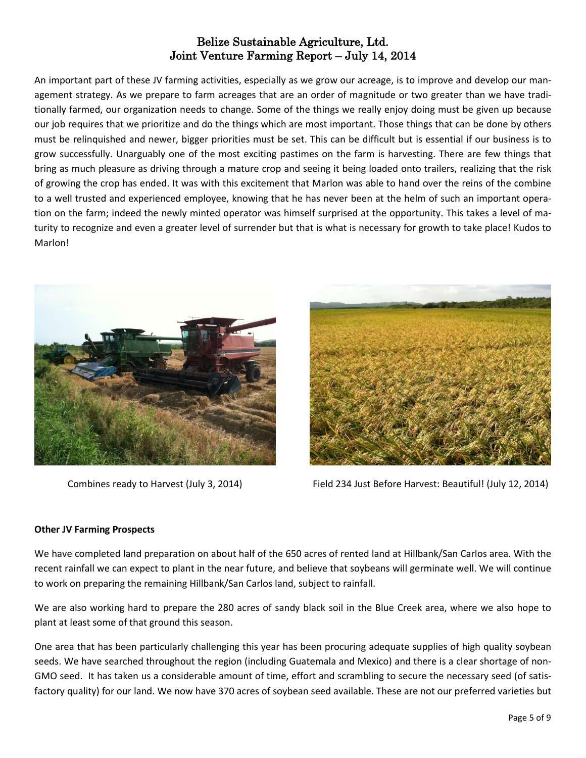# Belize Sustainable Agriculture, Ltd.
## Joint Venture Farming Report – July 14, 2014

An important part of these JV farming activities, especially as we grow our acreage, is to improve and develop our management strategy. As we prepare to farm acreages that are an order of magnitude or two greater than we have traditionally farmed, our organization needs to change. Some of the things we really enjoy doing must be given up because our job requires that we prioritize and do the things which are most important. Those things that can be done by others must be relinquished and newer, bigger priorities must be set. This can be difficult but is essential if our business is to grow successfully. Unarguably one of the most exciting pastimes on the farm is harvesting. There are few things that bring as much pleasure as driving through a mature crop and seeing it being loaded onto trailers, realizing that the risk of growing the crop has ended. It was with this excitement that Marlon was able to hand over the reins of the combine to a well trusted and experienced employee, knowing that he has never been at the helm of such an important operation on the farm; indeed the newly minted operator was himself surprised at the opportunity. This takes a level of maturity to recognize and even a greater level of surrender but that is what is necessary for growth to take place! Kudos to Marlon!

Combines ready to Harvest (July 3, 2014)

Field 234 Just Before Harvest: Beautiful! (July 12, 2014)

**Other JV Farming Prospects**

We have completed land preparation on about half of the 650 acres of rented land at Hillbank/San Carlos area. With the recent rainfall we can expect to plant in the near future, and believe that soybeans will germinate well. We will continue to work on preparing the remaining Hillbank/San Carlos land, subject to rainfall.

We are also working hard to prepare the 280 acres of sandy black soil in the Blue Creek area, where we also hope to plant at least some of that ground this season.

One area that has been particularly challenging this year has been procuring adequate supplies of high quality soybean seeds. We have searched throughout the region (including Guatemala and Mexico) and there is a clear shortage of non-GMO seed. It has taken us a considerable amount of time, effort and scrambling to secure the necessary seed (of satisfactory quality) for our land. We now have 370 acres of soybean seed available. These are not our preferred varieties but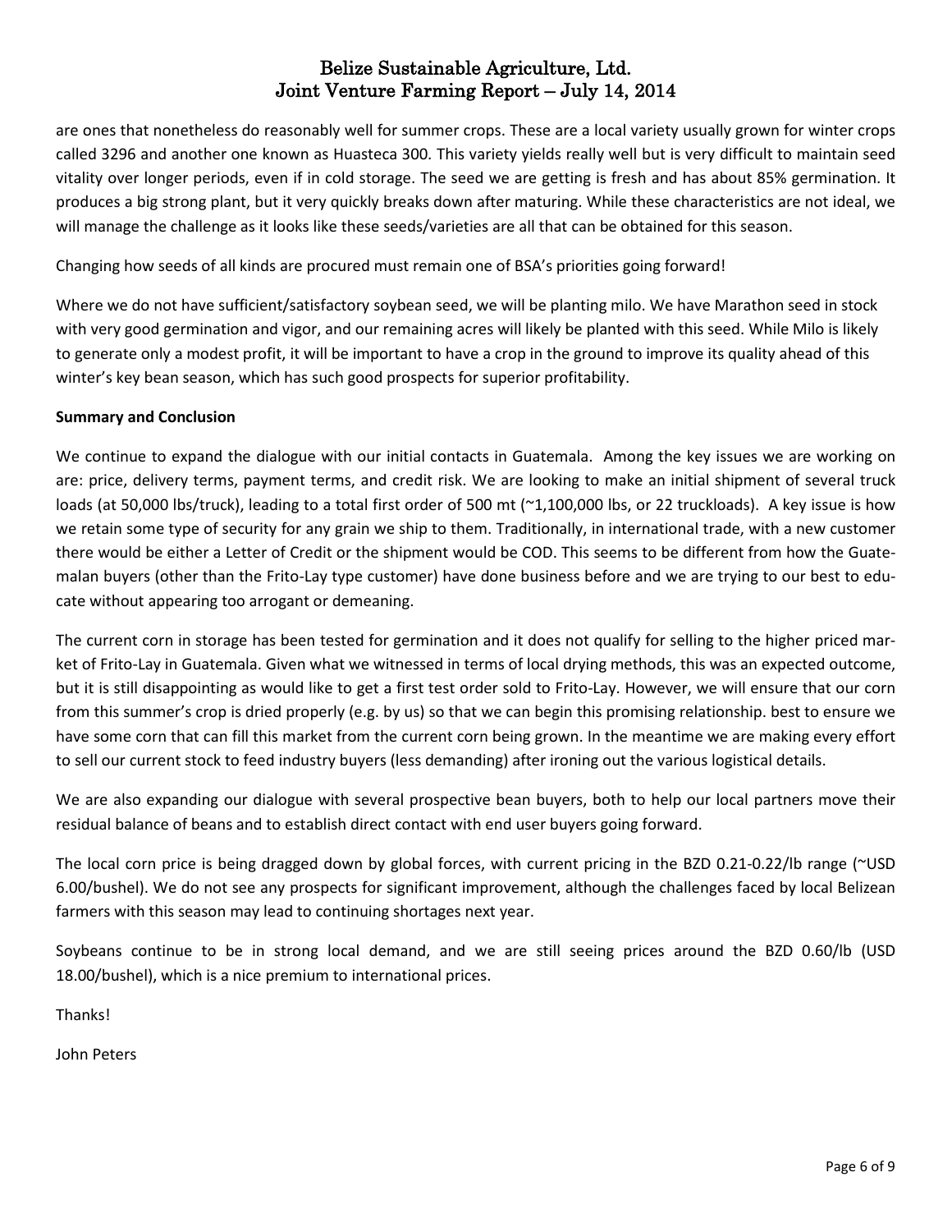are ones that nonetheless do reasonably well for summer crops. These are a local variety usually grown for winter crops called 3296 and another one known as Huasteca 300. This variety yields really well but is very difficult to maintain seed vitality over longer periods, even if in cold storage. The seed we are getting is fresh and has about 85% germination. It produces a big strong plant, but it very quickly breaks down after maturing. While these characteristics are not ideal, we will manage the challenge as it looks like these seeds/varieties are all that can be obtained for this season.

Changing how seeds of all kinds are procured must remain one of BSA's priorities going forward!

Where we do not have sufficient/satisfactory soybean seed, we will be planting milo. We have Marathon seed in stock with very good germination and vigor, and our remaining acres will likely be planted with this seed. While Milo is likely to generate only a modest profit, it will be important to have a crop in the ground to improve its quality ahead of this winter's key bean season, which has such good prospects for superior profitability.

**Summary and Conclusion**

We continue to expand the dialogue with our initial contacts in Guatemala. Among the key issues we are working on are: price, delivery terms, payment terms, and credit risk. We are looking to make an initial shipment of several truck loads (at 50,000 lbs/truck), leading to a total first order of 500 mt (~1,100,000 lbs, or 22 truckloads). A key issue is how we retain some type of security for any grain we ship to them. Traditionally, in international trade, with a new customer there would be either a Letter of Credit or the shipment would be COD. This seems to be different from how the Guatemalan buyers (other than the Frito-Lay type customer) have done business before and we are trying to our best to educate without appearing too arrogant or demeaning.

The current corn in storage has been tested for germination and it does not qualify for selling to the higher priced market of Frito-Lay in Guatemala. Given what we witnessed in terms of local drying methods, this was an expected outcome, but it is still disappointing as would like to get a first test order sold to Frito-Lay. However, we will ensure that our corn from this summer's crop is dried properly (e.g. by us) so that we can begin this promising relationship. best to ensure we have some corn that can fill this market from the current corn being grown. In the meantime we are making every effort to sell our current stock to feed industry buyers (less demanding) after ironing out the various logistical details.

We are also expanding our dialogue with several prospective bean buyers, both to help our local partners move their residual balance of beans and to establish direct contact with end user buyers going forward.

The local corn price is being dragged down by global forces, with current pricing in the BZD 0.21-0.22/lb range (~USD 6.00/bushel). We do not see any prospects for significant improvement, although the challenges faced by local Belizean farmers with this season may lead to continuing shortages next year.

Soybeans continue to be in strong local demand, and we are still seeing prices around the BZD 0.60/lb (USD 18.00/bushel), which is a nice premium to international prices.

Thanks!

John Peters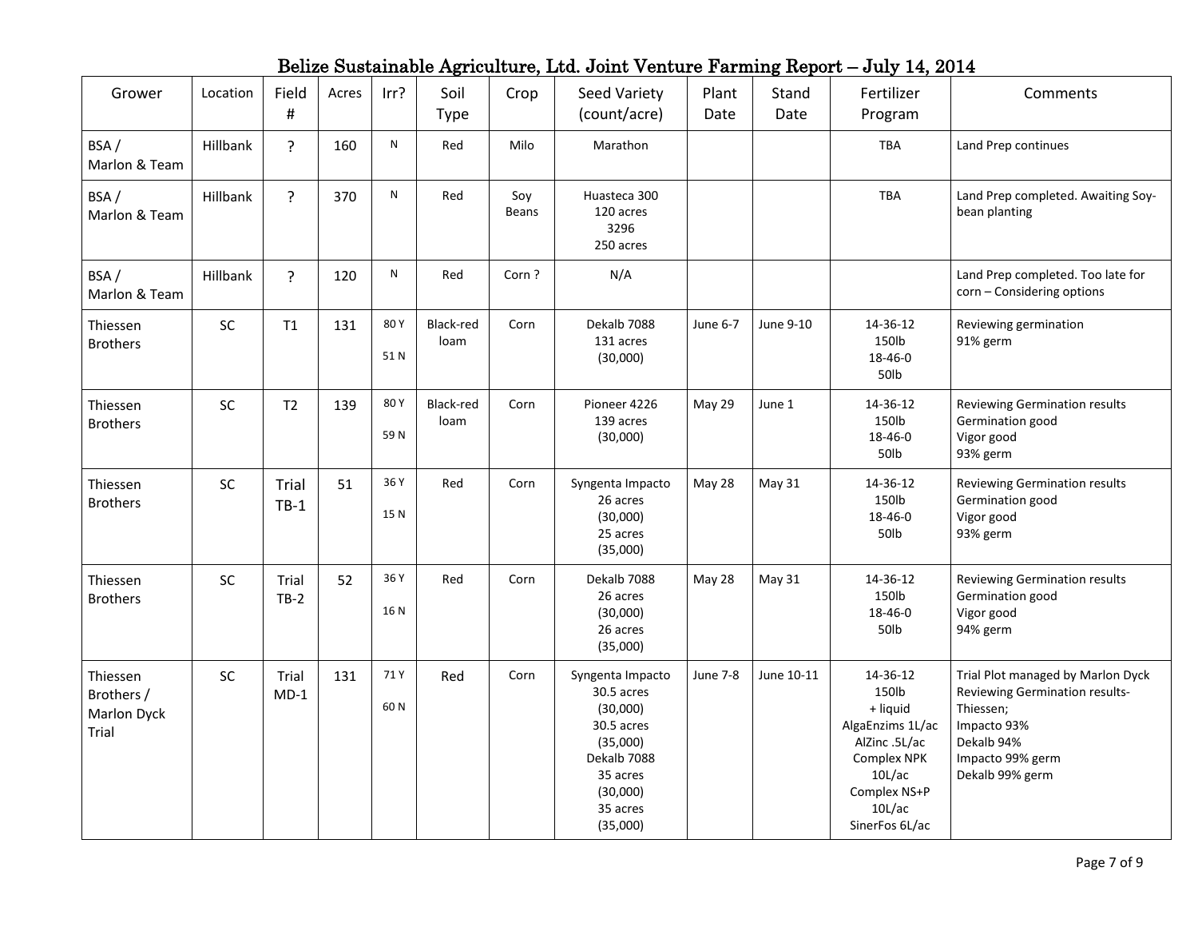# Belize Sustainable Agriculture, Ltd. Joint Venture Farming Report – July 14, 2014

| Grower | Location | Field # | Acres | Irr? | Soil Type | Crop | Seed Variety (count/acre) | Plant Date | Stand Date | Fertilizer Program | Comments |
|---|---|---|---|---|---|---|---|---|---|---|---|
| BSA / Marlon & Team | Hillbank | ? | 160 | N | Red | Milo | Marathon | | | TBA | Land Prep continues |
| BSA / Marlon & Team | Hillbank | ? | 370 | N | Red | Soy Beans | Huasteca 300<br>120 acres<br>3296<br>250 acres | | | TBA | Land Prep completed. Awaiting Soy-bean planting |
| BSA / Marlon & Team | Hillbank | ? | 120 | N | Red | Corn ? | N/A | | | | Land Prep completed. Too late for corn – Considering options |
| Thiessen Brothers | SC | T1 | 131 | 80 Y<br>51 N | Black-red loam | Corn | Dekalb 7088<br>131 acres<br>(30,000) | June 6-7 | June 9-10 | 14-36-12<br>150lb<br>18-46-0<br>50lb | Reviewing germination<br>91% germ |
| Thiessen Brothers | SC | T2 | 139 | 80 Y<br>59 N | Black-red loam | Corn | Pioneer 4226<br>139 acres<br>(30,000) | May 29 | June 1 | 14-36-12<br>150lb<br>18-46-0<br>50lb | Reviewing Germination results<br>Germination good<br>Vigor good<br>93% germ |
| Thiessen Brothers | SC | Trial TB-1 | 51 | 36 Y<br>15 N | Red | Corn | Syngenta Impacto<br>26 acres<br>(30,000)<br>25 acres<br>(35,000) | May 28 | May 31 | 14-36-12<br>150lb<br>18-46-0<br>50lb | Reviewing Germination results<br>Germination good<br>Vigor good<br>93% germ |
| Thiessen Brothers | SC | Trial TB-2 | 52 | 36 Y<br>16 N | Red | Corn | Dekalb 7088<br>26 acres<br>(30,000)<br>26 acres<br>(35,000) | May 28 | May 31 | 14-36-12<br>150lb<br>18-46-0<br>50lb | Reviewing Germination results<br>Germination good<br>Vigor good<br>94% germ |
| Thiessen Brothers / Marlon Dyck Trial | SC | Trial MD-1 | 131 | 71 Y<br>60 N | Red | Corn | Syngenta Impacto<br>30.5 acres<br>(30,000)<br>30.5 acres<br>(35,000)<br>Dekalb 7088<br>35 acres<br>(30,000)<br>35 acres<br>(35,000) | June 7-8 | June 10-11 | 14-36-12<br>150lb<br>+ liquid<br>AlgaEnzims 1L/ac<br>AlZinc .5L/ac<br>Complex NPK<br>10L/ac<br>Complex NS+P<br>10L/ac<br>SinerFos 6L/ac | Trial Plot managed by Marlon Dyck<br>Reviewing Germination results-Thiessen;<br>Impacto 93%<br>Dekalb 94%<br>Impacto 99% germ<br>Dekalb 99% germ |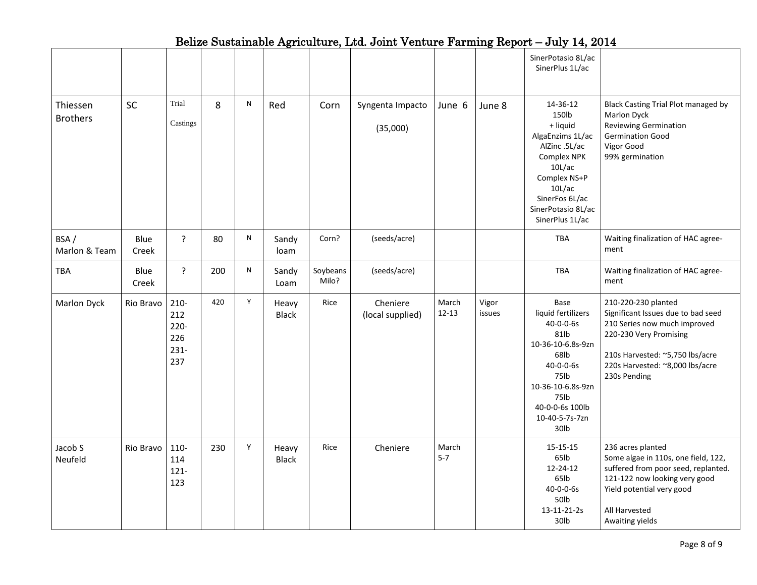# Belize Sustainable Agriculture, Ltd. Joint Venture Farming Report – July 14, 2014

| | | | | | | | | | | | |
|---|---|---|---|---|---|---|---|---|---|---|---|
| | | | | | | | | | | SinerPotasio 8L/ac<br>SinerPlus 1L/ac | |
| Thiessen Brothers | SC | Trial Castings | 8 | N | Red | Corn | Syngenta Impacto (35,000) | June 6 | June 8 | 14-36-12 150lb + liquid AlgaEnzims 1L/ac AlZinc .5L/ac Complex NPK 10L/ac Complex NS+P 10L/ac SinerFos 6L/ac SinerPotasio 8L/ac SinerPlus 1L/ac | Black Casting Trial Plot managed by Marlon Dyck<br>Reviewing Germination<br>Germination Good<br>Vigor Good<br>99% germination |
| BSA / Marlon & Team | Blue Creek | ? | 80 | N | Sandy loam | Corn? | (seeds/acre) | | | TBA | Waiting finalization of HAC agreement |
| TBA | Blue Creek | ? | 200 | N | Sandy Loam | Soybeans Milo? | (seeds/acre) | | | TBA | Waiting finalization of HAC agreement |
| Marlon Dyck | Rio Bravo | 210-212<br>220-226<br>231-237 | 420 | Y | Heavy Black | Rice | Cheniere (local supplied) | March 12-13 | Vigor issues | Base liquid fertilizers 40-0-0-6s 81lb 10-36-10-6.8s-9zn 68lb 40-0-0-6s 75lb 10-36-10-6.8s-9zn 75lb 40-0-0-6s 100lb 10-40-5-7s-7zn 30lb | 210-220-230 planted<br>Significant Issues due to bad seed<br>210 Series now much improved<br>220-230 Very Promising<br><br>210s Harvested: ~5,750 lbs/acre<br>220s Harvested: ~8,000 lbs/acre<br>230s Pending |
| Jacob S Neufeld | Rio Bravo | 110-114<br>121-123 | 230 | Y | Heavy Black | Rice | Cheniere | March 5-7 | | 15-15-15 65lb 12-24-12 65lb 40-0-0-6s 50lb 13-11-21-2s 30lb | 236 acres planted<br>Some algae in 110s, one field, 122, suffered from poor seed, replanted.<br>121-122 now looking very good<br>Yield potential very good<br><br>All Harvested<br>Awaiting yields |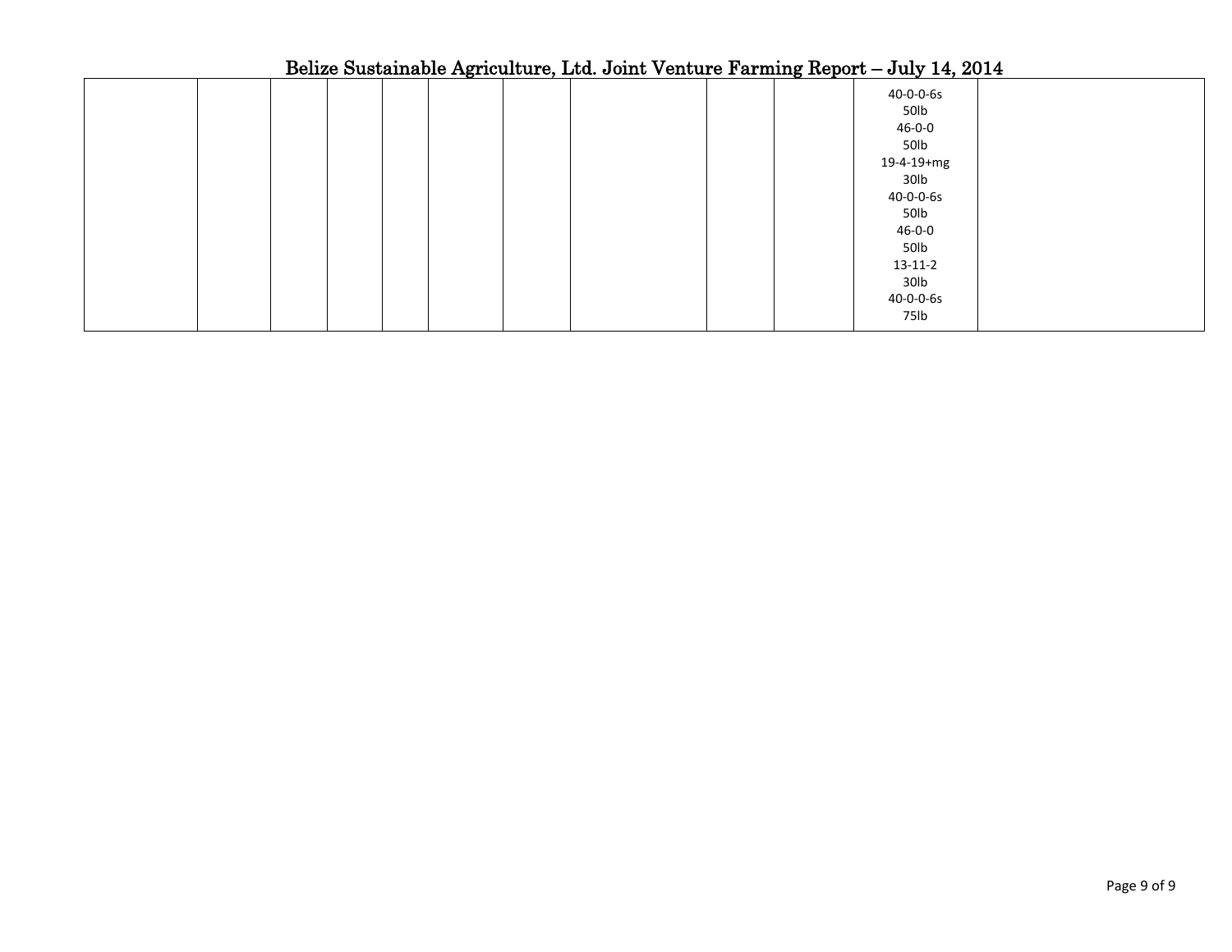| | | | | | | | | | | | |
|---|---|---|---|---|---|---|---|---|---|---|---|
| | | | | | | | | | | 40-0-0-6s<br>50lb<br>46-0-0<br>50lb<br>19-4-19+mg<br>30lb<br>40-0-0-6s<br>50lb<br>46-0-0<br>50lb<br>13-11-2<br>30lb<br>40-0-0-6s<br>75lb | |